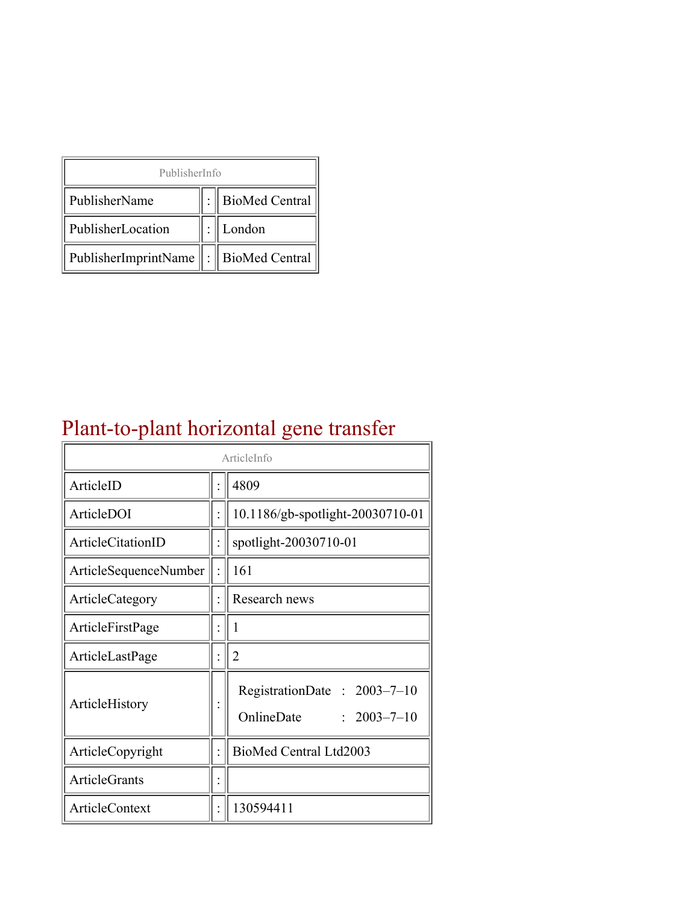| PublisherInfo | | |
|---|---|---|
| PublisherName | : | BioMed Central |
| PublisherLocation | : | London |
| PublisherImprintName | : | BioMed Central |

# Plant-to-plant horizontal gene transfer

| ArticleInfo | | |
|---|---|---|
| ArticleID | : | 4809 |
| ArticleDOI | : | 10.1186/gb-spotlight-20030710-01 |
| ArticleCitationID | : | spotlight-20030710-01 |
| ArticleSequenceNumber | : | 161 |
| ArticleCategory | : | Research news |
| ArticleFirstPage | : | 1 |
| ArticleLastPage | : | 2 |
| ArticleHistory | : | RegistrationDate : 2003–7–10<br>OnlineDate : 2003–7–10 |
| ArticleCopyright | : | BioMed Central Ltd2003 |
| ArticleGrants | : | |
| ArticleContext | : | 130594411 |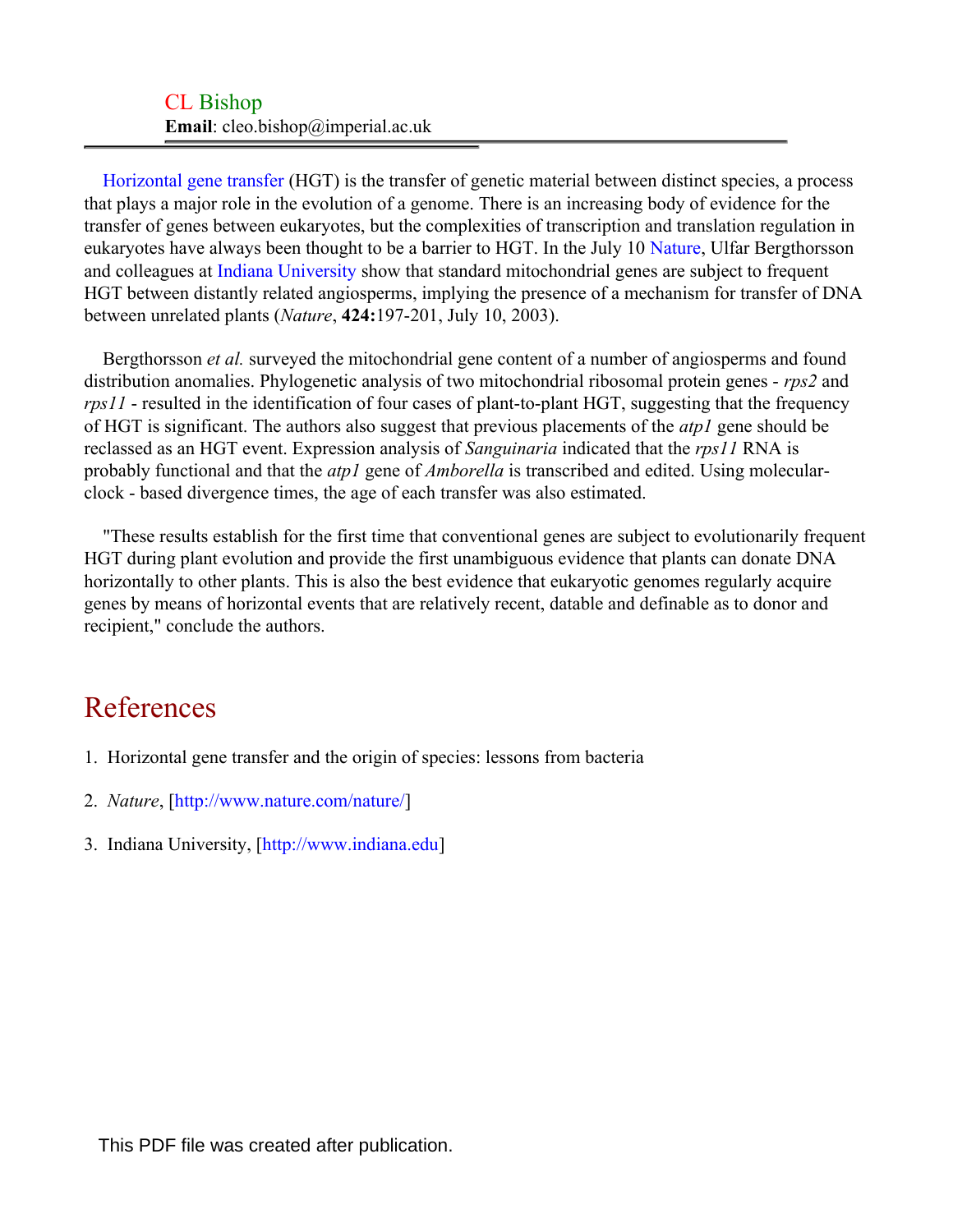CL Bishop
**Email**: cleo.bishop@imperial.ac.uk

Horizontal gene transfer (HGT) is the transfer of genetic material between distinct species, a process that plays a major role in the evolution of a genome. There is an increasing body of evidence for the transfer of genes between eukaryotes, but the complexities of transcription and translation regulation in eukaryotes have always been thought to be a barrier to HGT. In the July 10 Nature, Ulfar Bergthorsson and colleagues at Indiana University show that standard mitochondrial genes are subject to frequent HGT between distantly related angiosperms, implying the presence of a mechanism for transfer of DNA between unrelated plants (*Nature*, **424:**197-201, July 10, 2003).

Bergthorsson *et al.* surveyed the mitochondrial gene content of a number of angiosperms and found distribution anomalies. Phylogenetic analysis of two mitochondrial ribosomal protein genes - *rps2* and *rps11* - resulted in the identification of four cases of plant-to-plant HGT, suggesting that the frequency of HGT is significant. The authors also suggest that previous placements of the *atp1* gene should be reclassed as an HGT event. Expression analysis of *Sanguinaria* indicated that the *rps11* RNA is probably functional and that the *atp1* gene of *Amborella* is transcribed and edited. Using molecular-clock - based divergence times, the age of each transfer was also estimated.

"These results establish for the first time that conventional genes are subject to evolutionarily frequent HGT during plant evolution and provide the first unambiguous evidence that plants can donate DNA horizontally to other plants. This is also the best evidence that eukaryotic genomes regularly acquire genes by means of horizontal events that are relatively recent, datable and definable as to donor and recipient," conclude the authors.

# References

1. Horizontal gene transfer and the origin of species: lessons from bacteria
2. *Nature*, [http://www.nature.com/nature/]
3. Indiana University, [http://www.indiana.edu]

This PDF file was created after publication.